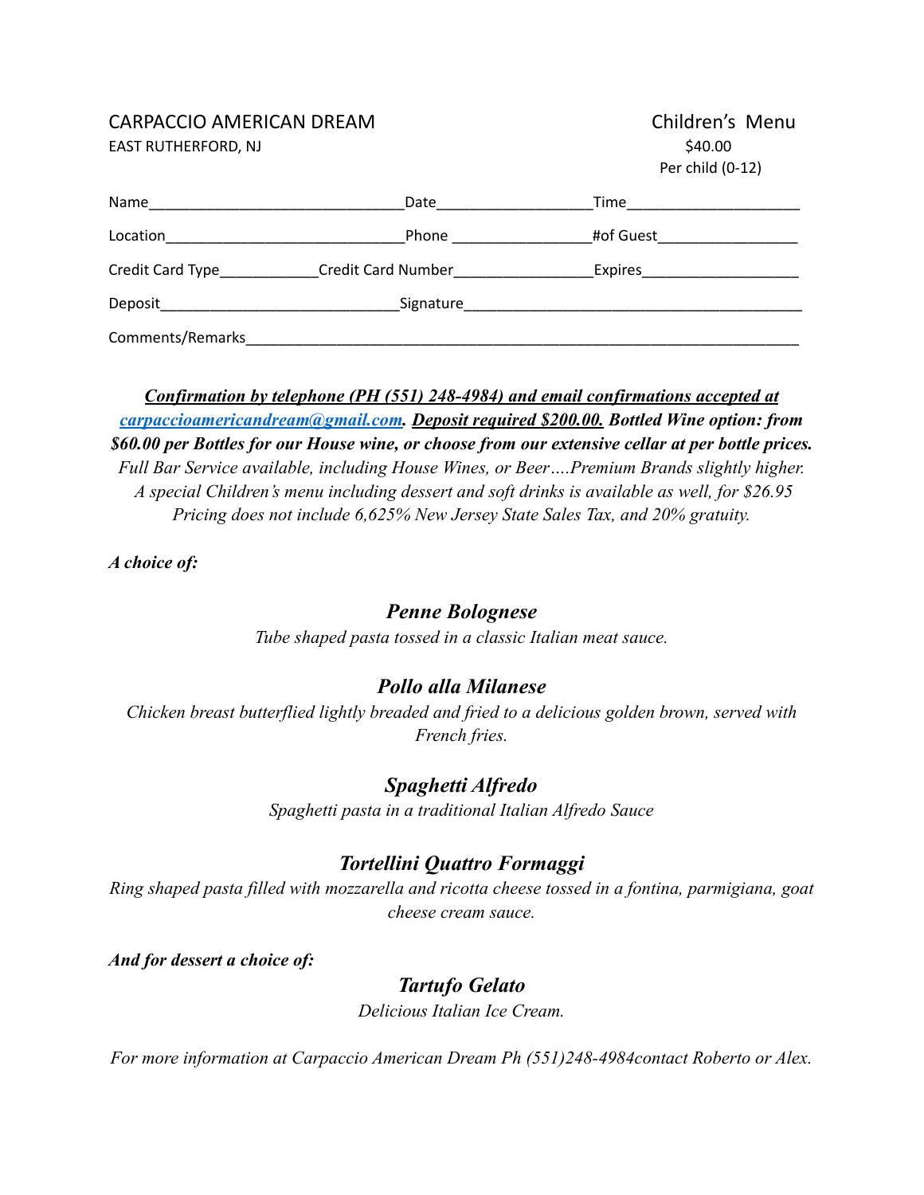CARPACCIO AMERICAN DREAM
EAST RUTHERFORD, NJ

Children's Menu
$40.00
Per child (0-12)

Name_______________________________Date___________________Time_____________________

Location_____________________________Phone _________________#of Guest_________________

Credit Card Type____________Credit Card Number_________________Expires___________________

Deposit_____________________________Signature__________________________________________

Comments/Remarks______________________________________________________________________

***<u>Confirmation by telephone (PH (551) 248-4984) and email confirmations accepted at</u> <u>carpaccioamericandream@gmail.com</u>. <u>Deposit required $200.00.</u> Bottled Wine option: from $60.00 per Bottles for our House wine, or choose from our extensive cellar at per bottle prices.***
*Full Bar Service available, including House Wines, or Beer….Premium Brands slightly higher.*
*A special Children's menu including dessert and soft drinks is available as well, for $26.95*
*Pricing does not include 6,625% New Jersey State Sales Tax, and 20% gratuity.*

***A choice of:***

### *Penne Bolognese*
*Tube shaped pasta tossed in a classic Italian meat sauce.*

### *Pollo alla Milanese*
*Chicken breast butterflied lightly breaded and fried to a delicious golden brown, served with French fries.*

### *Spaghetti Alfredo*
*Spaghetti pasta in a traditional Italian Alfredo Sauce*

### *Tortellini Quattro Formaggi*
*Ring shaped pasta filled with mozzarella and ricotta cheese tossed in a fontina, parmigiana, goat cheese cream sauce.*

***And for dessert a choice of:***

### *Tartufo Gelato*
*Delicious Italian Ice Cream.*

*For more information at Carpaccio American Dream Ph (551)248-4984contact Roberto or Alex.*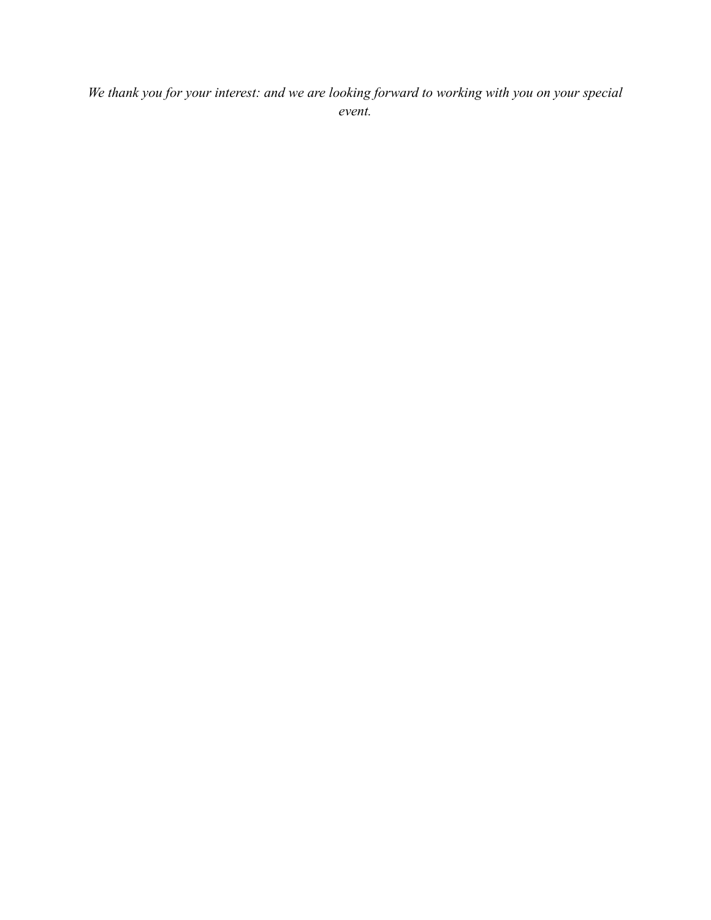*We thank you for your interest: and we are looking forward to working with you on your special event.*